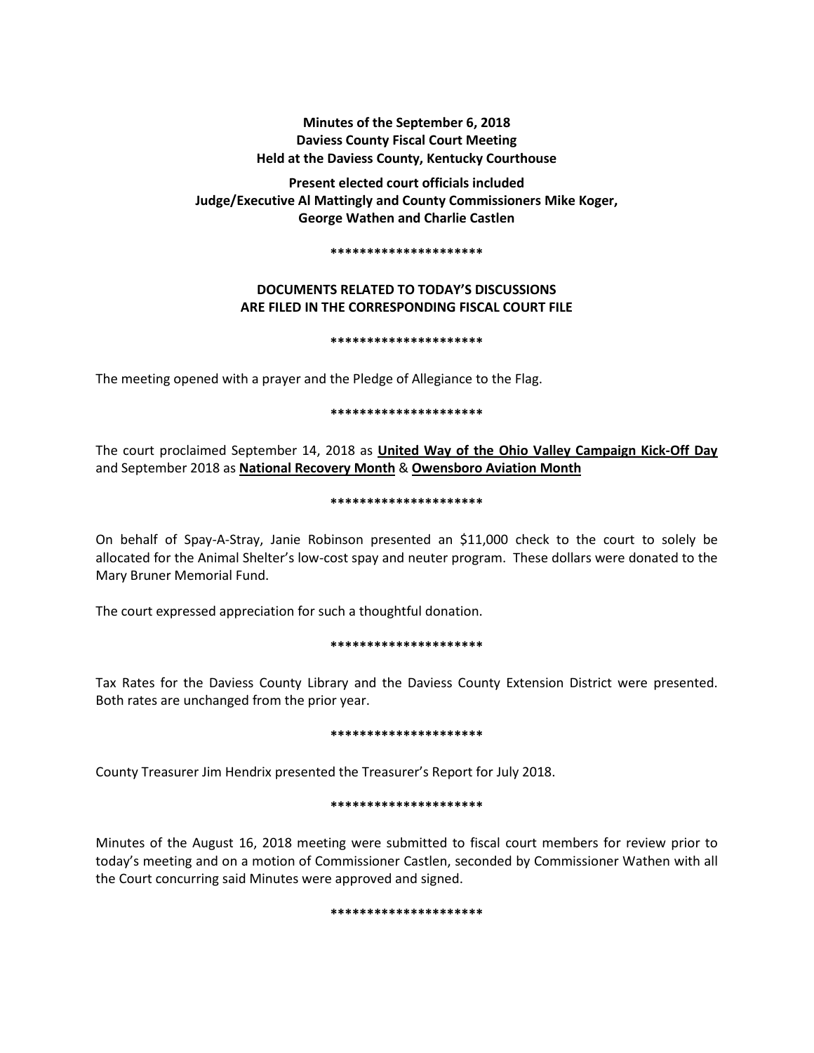**Minutes of the September 6, 2018**
**Daviess County Fiscal Court Meeting**
**Held at the Daviess County, Kentucky Courthouse**

**Present elected court officials included**
**Judge/Executive Al Mattingly and County Commissioners Mike Koger,**
**George Wathen and Charlie Castlen**

*********************

**DOCUMENTS RELATED TO TODAY'S DISCUSSIONS**
**ARE FILED IN THE CORRESPONDING FISCAL COURT FILE**

*********************

The meeting opened with a prayer and the Pledge of Allegiance to the Flag.

*********************

The court proclaimed September 14, 2018 as **United Way of the Ohio Valley Campaign Kick-Off Day** and September 2018 as **National Recovery Month** & **Owensboro Aviation Month**

*********************

On behalf of Spay-A-Stray, Janie Robinson presented an $11,000 check to the court to solely be allocated for the Animal Shelter's low-cost spay and neuter program. These dollars were donated to the Mary Bruner Memorial Fund.

The court expressed appreciation for such a thoughtful donation.

*********************

Tax Rates for the Daviess County Library and the Daviess County Extension District were presented. Both rates are unchanged from the prior year.

*********************

County Treasurer Jim Hendrix presented the Treasurer's Report for July 2018.

*********************

Minutes of the August 16, 2018 meeting were submitted to fiscal court members for review prior to today's meeting and on a motion of Commissioner Castlen, seconded by Commissioner Wathen with all the Court concurring said Minutes were approved and signed.

*********************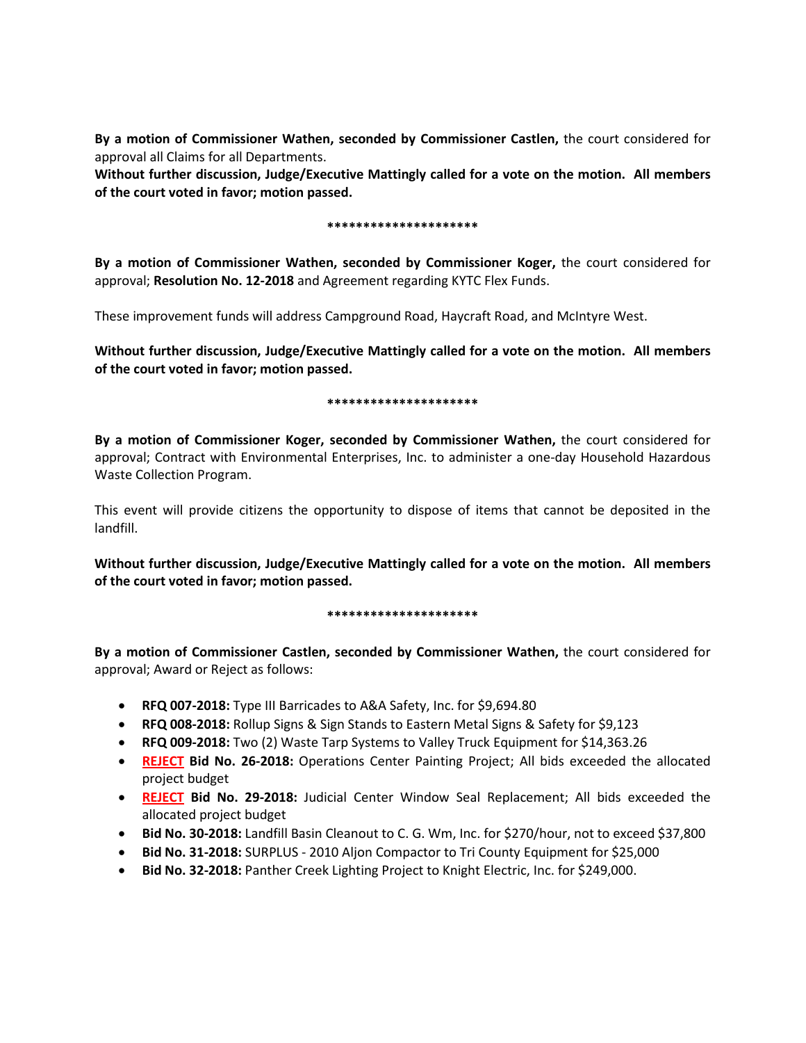**By a motion of Commissioner Wathen, seconded by Commissioner Castlen,** the court considered for approval all Claims for all Departments.

**Without further discussion, Judge/Executive Mattingly called for a vote on the motion. All members of the court voted in favor; motion passed.**

**********************

**By a motion of Commissioner Wathen, seconded by Commissioner Koger,** the court considered for approval; **Resolution No. 12-2018** and Agreement regarding KYTC Flex Funds.

These improvement funds will address Campground Road, Haycraft Road, and McIntyre West.

**Without further discussion, Judge/Executive Mattingly called for a vote on the motion. All members of the court voted in favor; motion passed.**

**********************

**By a motion of Commissioner Koger, seconded by Commissioner Wathen,** the court considered for approval; Contract with Environmental Enterprises, Inc. to administer a one-day Household Hazardous Waste Collection Program.

This event will provide citizens the opportunity to dispose of items that cannot be deposited in the landfill.

**Without further discussion, Judge/Executive Mattingly called for a vote on the motion. All members of the court voted in favor; motion passed.**

**********************

**By a motion of Commissioner Castlen, seconded by Commissioner Wathen,** the court considered for approval; Award or Reject as follows:

- **RFQ 007-2018:** Type III Barricades to A&A Safety, Inc. for $9,694.80
- **RFQ 008-2018:** Rollup Signs & Sign Stands to Eastern Metal Signs & Safety for $9,123
- **RFQ 009-2018:** Two (2) Waste Tarp Systems to Valley Truck Equipment for $14,363.26
- **REJECT Bid No. 26-2018:** Operations Center Painting Project; All bids exceeded the allocated project budget
- **REJECT Bid No. 29-2018:** Judicial Center Window Seal Replacement; All bids exceeded the allocated project budget
- **Bid No. 30-2018:** Landfill Basin Cleanout to C. G. Wm, Inc. for $270/hour, not to exceed $37,800
- **Bid No. 31-2018:** SURPLUS - 2010 Aljon Compactor to Tri County Equipment for $25,000
- **Bid No. 32-2018:** Panther Creek Lighting Project to Knight Electric, Inc. for $249,000.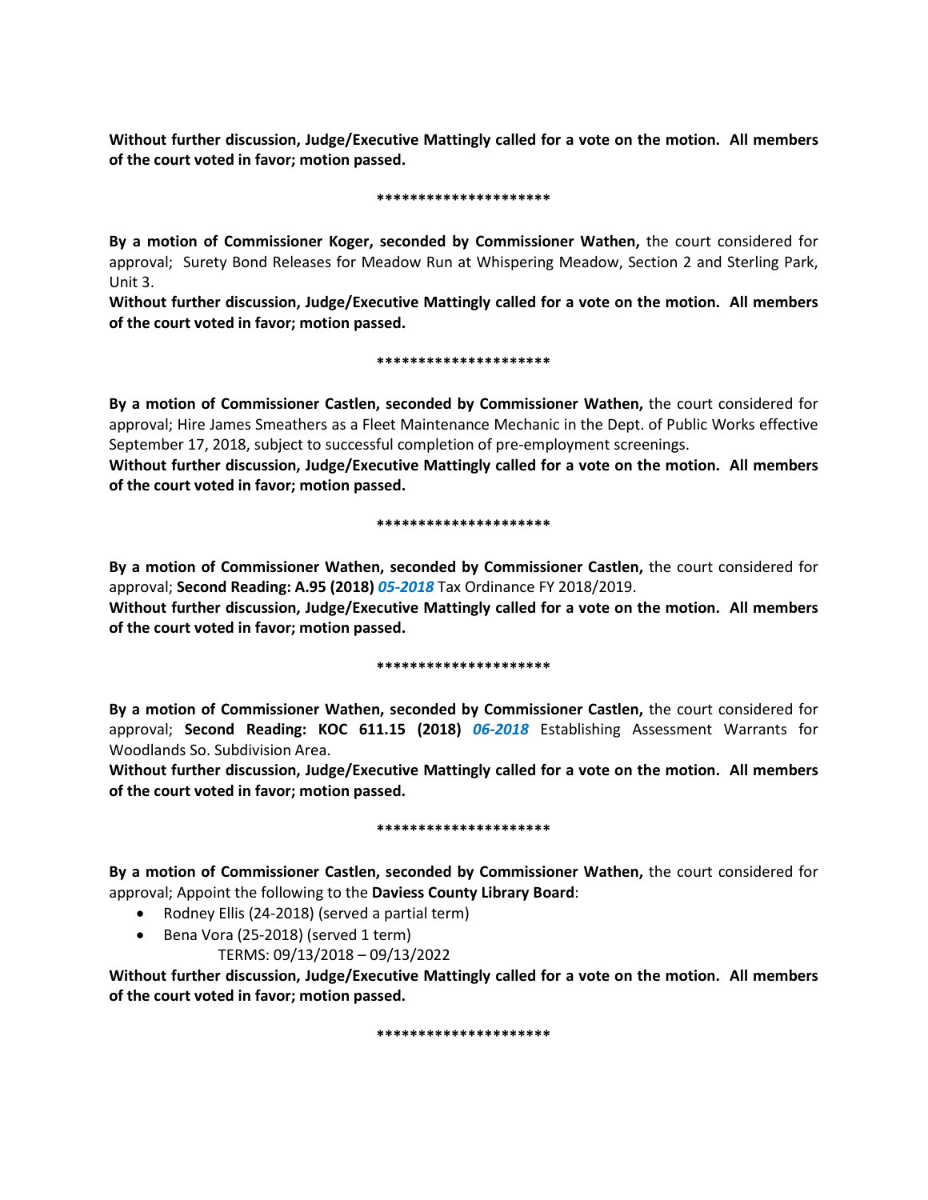**Without further discussion, Judge/Executive Mattingly called for a vote on the motion. All members of the court voted in favor; motion passed.**

**********************

**By a motion of Commissioner Koger, seconded by Commissioner Wathen,** the court considered for approval; Surety Bond Releases for Meadow Run at Whispering Meadow, Section 2 and Sterling Park, Unit 3.

**Without further discussion, Judge/Executive Mattingly called for a vote on the motion. All members of the court voted in favor; motion passed.**

**********************

**By a motion of Commissioner Castlen, seconded by Commissioner Wathen,** the court considered for approval; Hire James Smeathers as a Fleet Maintenance Mechanic in the Dept. of Public Works effective September 17, 2018, subject to successful completion of pre-employment screenings.

**Without further discussion, Judge/Executive Mattingly called for a vote on the motion. All members of the court voted in favor; motion passed.**

**********************

**By a motion of Commissioner Wathen, seconded by Commissioner Castlen,** the court considered for approval; **Second Reading: A.95 (2018)** ***05-2018*** Tax Ordinance FY 2018/2019.

**Without further discussion, Judge/Executive Mattingly called for a vote on the motion. All members of the court voted in favor; motion passed.**

**********************

**By a motion of Commissioner Wathen, seconded by Commissioner Castlen,** the court considered for approval; **Second Reading: KOC 611.15 (2018)** ***06-2018*** Establishing Assessment Warrants for Woodlands So. Subdivision Area.

**Without further discussion, Judge/Executive Mattingly called for a vote on the motion. All members of the court voted in favor; motion passed.**

**********************

**By a motion of Commissioner Castlen, seconded by Commissioner Wathen,** the court considered for approval; Appoint the following to the **Daviess County Library Board**:

- Rodney Ellis (24-2018) (served a partial term)
- Bena Vora (25-2018) (served 1 term)

TERMS: 09/13/2018 – 09/13/2022

**Without further discussion, Judge/Executive Mattingly called for a vote on the motion. All members of the court voted in favor; motion passed.**

**********************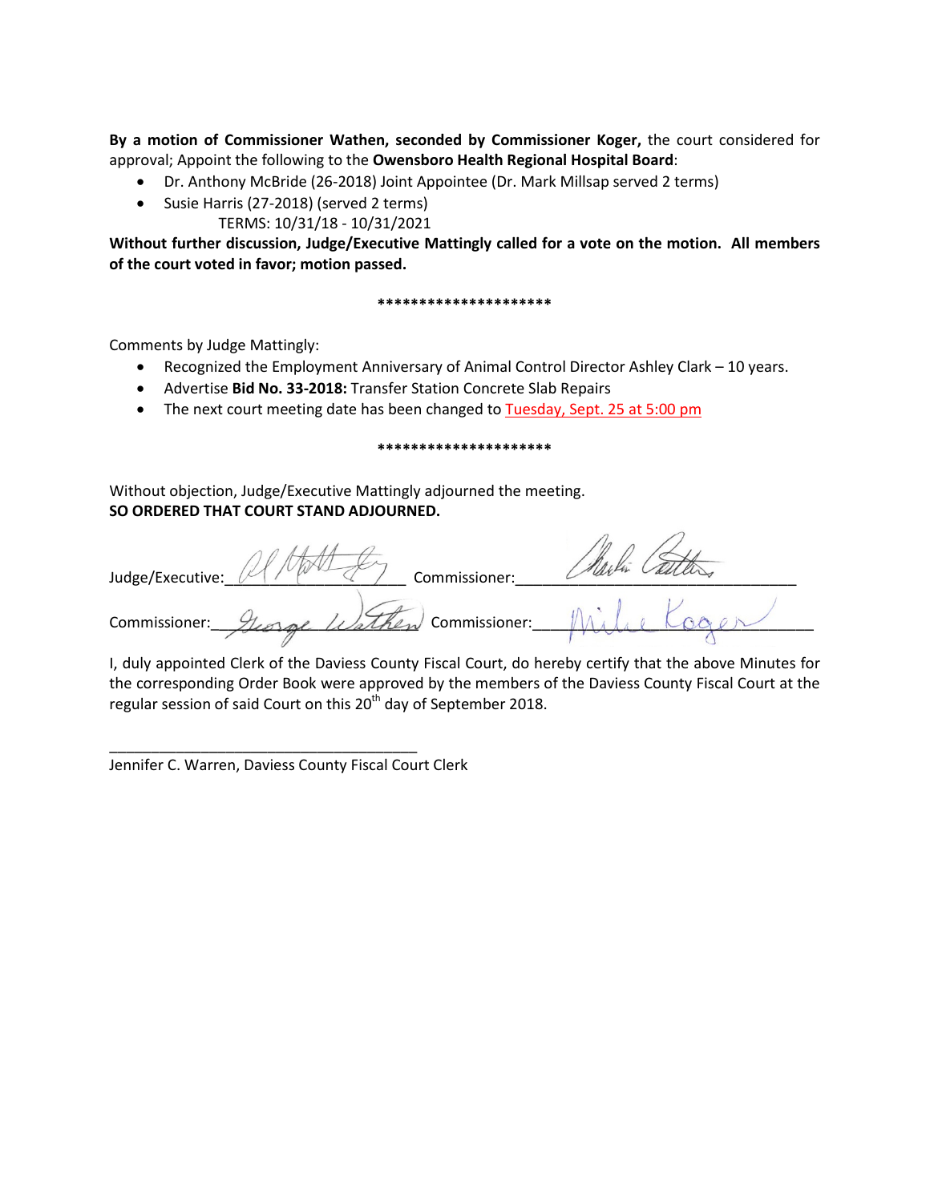**By a motion of Commissioner Wathen, seconded by Commissioner Koger,** the court considered for approval; Appoint the following to the **Owensboro Health Regional Hospital Board**:

- Dr. Anthony McBride (26-2018) Joint Appointee (Dr. Mark Millsap served 2 terms)
- Susie Harris (27-2018) (served 2 terms)
  TERMS: 10/31/18 - 10/31/2021

**Without further discussion, Judge/Executive Mattingly called for a vote on the motion. All members of the court voted in favor; motion passed.**

*********************

Comments by Judge Mattingly:

- Recognized the Employment Anniversary of Animal Control Director Ashley Clark – 10 years.
- Advertise **Bid No. 33-2018:** Transfer Station Concrete Slab Repairs
- The next court meeting date has been changed to Tuesday, Sept. 25 at 5:00 pm

*********************

Without objection, Judge/Executive Mattingly adjourned the meeting.
**SO ORDERED THAT COURT STAND ADJOURNED.**

Judge/Executive:____________________ Commissioner:____________________

Commissioner:____________________ Commissioner:____________________

I, duly appointed Clerk of the Daviess County Fiscal Court, do hereby certify that the above Minutes for the corresponding Order Book were approved by the members of the Daviess County Fiscal Court at the regular session of said Court on this 20th day of September 2018.

____________________________________
Jennifer C. Warren, Daviess County Fiscal Court Clerk